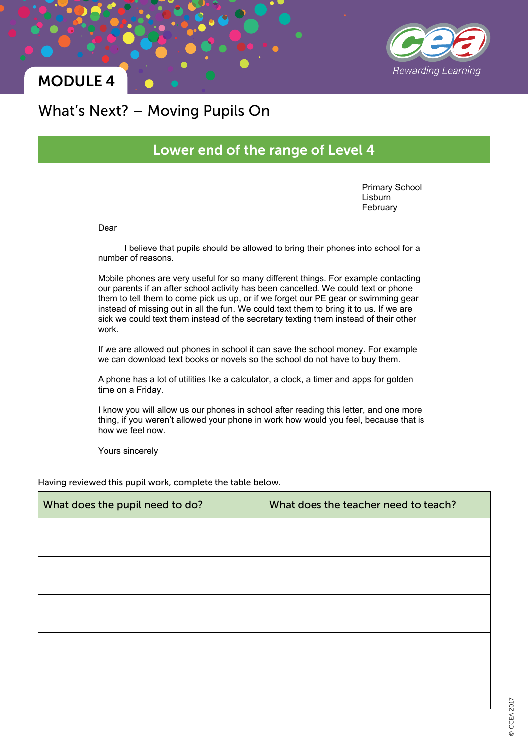# MODULE 4

Rewarding Learning

## What's Next? – Moving Pupils On

### Lower end of the range of Level 4

Primary School
Lisburn
February

Dear

I believe that pupils should be allowed to bring their phones into school for a number of reasons.

Mobile phones are very useful for so many different things. For example contacting our parents if an after school activity has been cancelled. We could text or phone them to tell them to come pick us up, or if we forget our PE gear or swimming gear instead of missing out in all the fun. We could text them to bring it to us. If we are sick we could text them instead of the secretary texting them instead of their other work.

If we are allowed out phones in school it can save the school money. For example we can download text books or novels so the school do not have to buy them.

A phone has a lot of utilities like a calculator, a clock, a timer and apps for golden time on a Friday.

I know you will allow us our phones in school after reading this letter, and one more thing, if you weren't allowed your phone in work how would you feel, because that is how we feel now.

Yours sincerely

Having reviewed this pupil work, complete the table below.

| What does the pupil need to do? | What does the teacher need to teach? |
| --- | --- |
| | |
| | |
| | |
| | |
| | |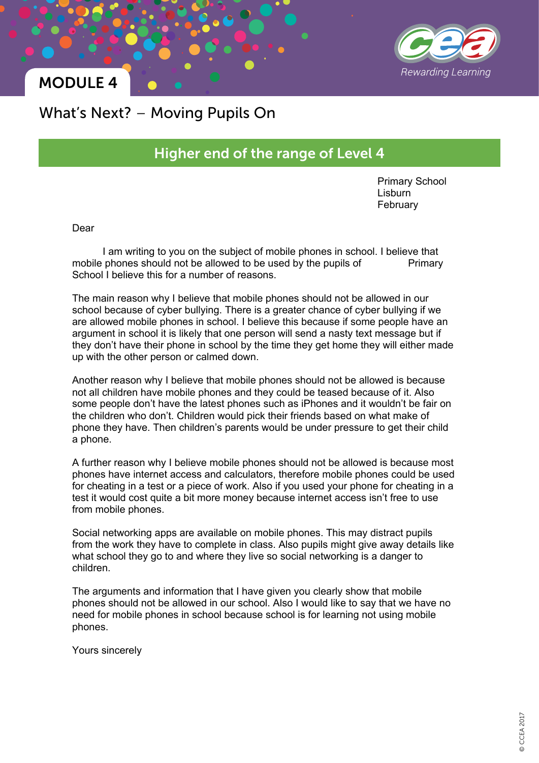## MODULE 4

# What's Next? – Moving Pupils On

## Higher end of the range of Level 4

Primary School
Lisburn
February

Dear

I am writing to you on the subject of mobile phones in school. I believe that mobile phones should not be allowed to be used by the pupils of            Primary School I believe this for a number of reasons.

The main reason why I believe that mobile phones should not be allowed in our school because of cyber bullying. There is a greater chance of cyber bullying if we are allowed mobile phones in school. I believe this because if some people have an argument in school it is likely that one person will send a nasty text message but if they don't have their phone in school by the time they get home they will either made up with the other person or calmed down.

Another reason why I believe that mobile phones should not be allowed is because not all children have mobile phones and they could be teased because of it. Also some people don't have the latest phones such as iPhones and it wouldn't be fair on the children who don't. Children would pick their friends based on what make of phone they have. Then children's parents would be under pressure to get their child a phone.

A further reason why I believe mobile phones should not be allowed is because most phones have internet access and calculators, therefore mobile phones could be used for cheating in a test or a piece of work. Also if you used your phone for cheating in a test it would cost quite a bit more money because internet access isn't free to use from mobile phones.

Social networking apps are available on mobile phones. This may distract pupils from the work they have to complete in class. Also pupils might give away details like what school they go to and where they live so social networking is a danger to children.

The arguments and information that I have given you clearly show that mobile phones should not be allowed in our school. Also I would like to say that we have no need for mobile phones in school because school is for learning not using mobile phones.

Yours sincerely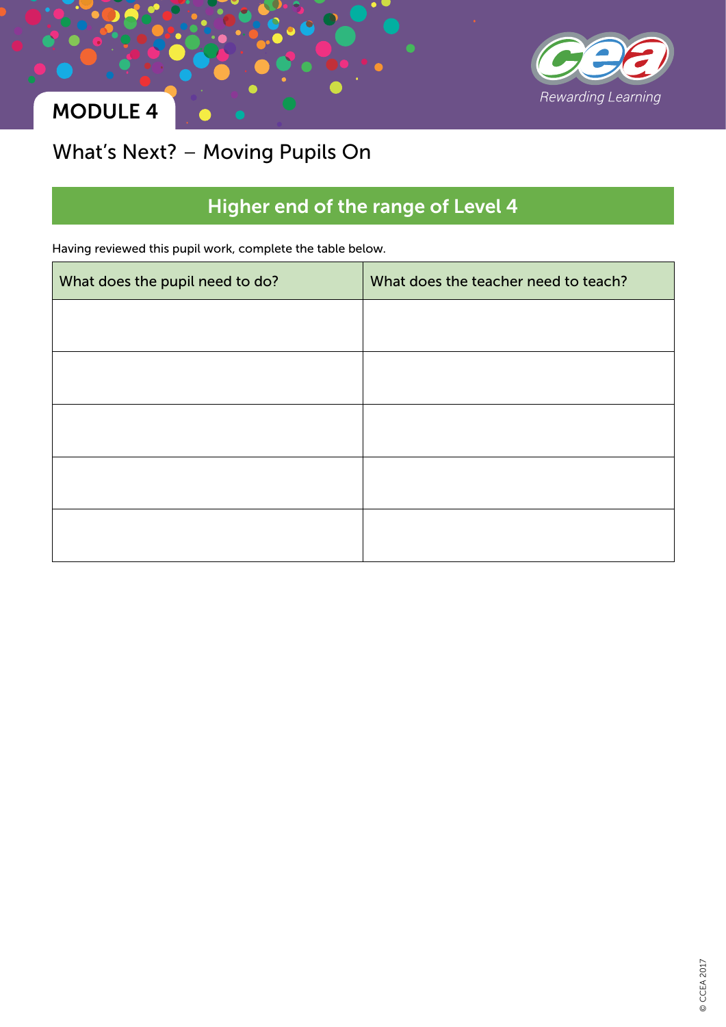# MODULE 4

## What's Next? – Moving Pupils On

### Higher end of the range of Level 4

Having reviewed this pupil work, complete the table below.

| What does the pupil need to do? | What does the teacher need to teach? |
| --- | --- |
| | |
| | |
| | |
| | |
| | |